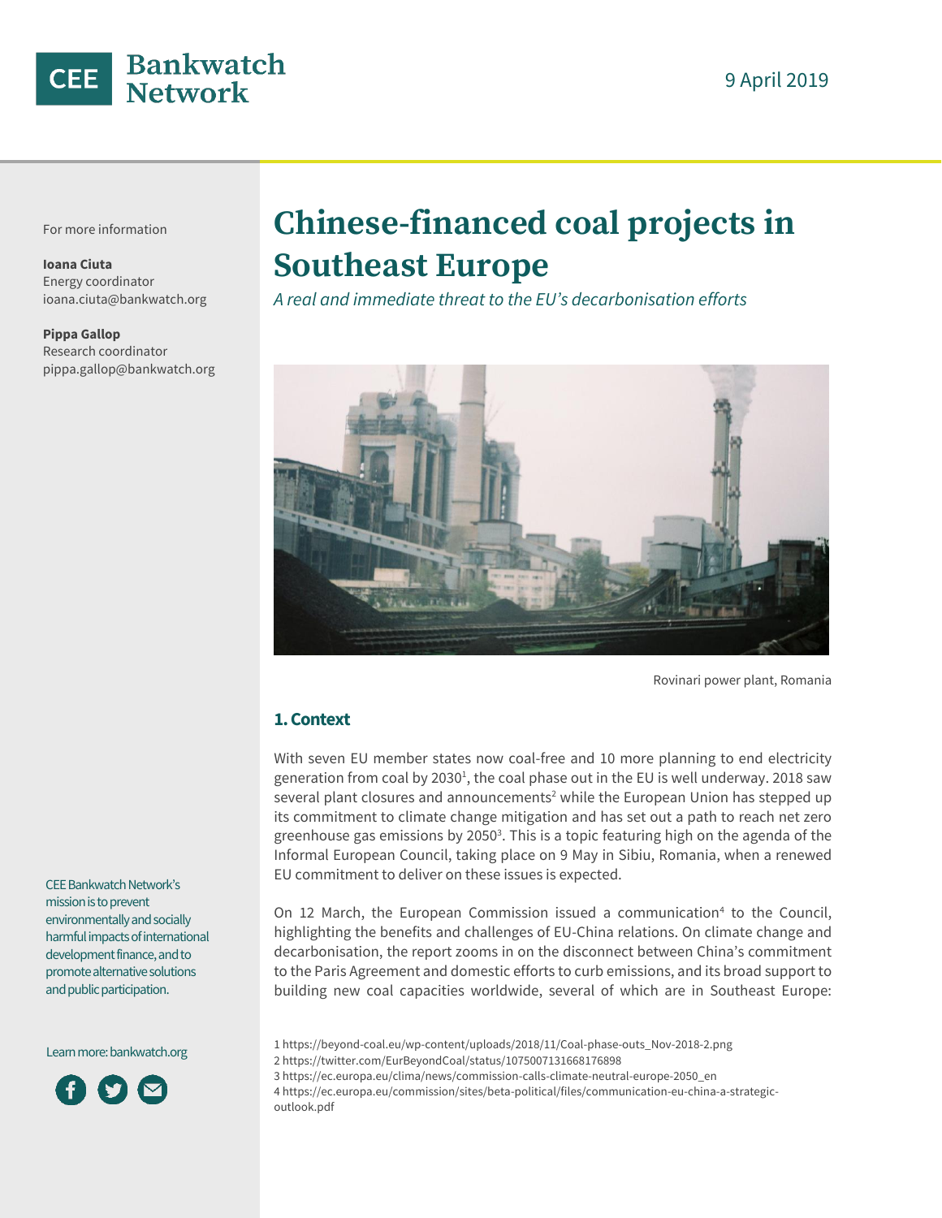CEE Bankwatch Network

9 April 2019

For more information

**Ioana Ciuta**
Energy coordinator
ioana.ciuta@bankwatch.org

**Pippa Gallop**
Research coordinator
pippa.gallop@bankwatch.org

CEE Bankwatch Network's mission is to prevent environmentally and socially harmful impacts of international development finance, and to promote alternative solutions and public participation.

Learn more: bankwatch.org

# Chinese-financed coal projects in Southeast Europe

*A real and immediate threat to the EU's decarbonisation efforts*

Rovinari power plant, Romania

## 1. Context

With seven EU member states now coal-free and 10 more planning to end electricity generation from coal by 2030[1], the coal phase out in the EU is well underway. 2018 saw several plant closures and announcements[2] while the European Union has stepped up its commitment to climate change mitigation and has set out a path to reach net zero greenhouse gas emissions by 2050[3]. This is a topic featuring high on the agenda of the Informal European Council, taking place on 9 May in Sibiu, Romania, when a renewed EU commitment to deliver on these issues is expected.

On 12 March, the European Commission issued a communication[4] to the Council, highlighting the benefits and challenges of EU-China relations. On climate change and decarbonisation, the report zooms in on the disconnect between China's commitment to the Paris Agreement and domestic efforts to curb emissions, and its broad support to building new coal capacities worldwide, several of which are in Southeast Europe:

1 https://beyond-coal.eu/wp-content/uploads/2018/11/Coal-phase-outs_Nov-2018-2.png
2 https://twitter.com/EurBeyondCoal/status/1075007131668176898
3 https://ec.europa.eu/clima/news/commission-calls-climate-neutral-europe-2050_en
4 https://ec.europa.eu/commission/sites/beta-political/files/communication-eu-china-a-strategic-outlook.pdf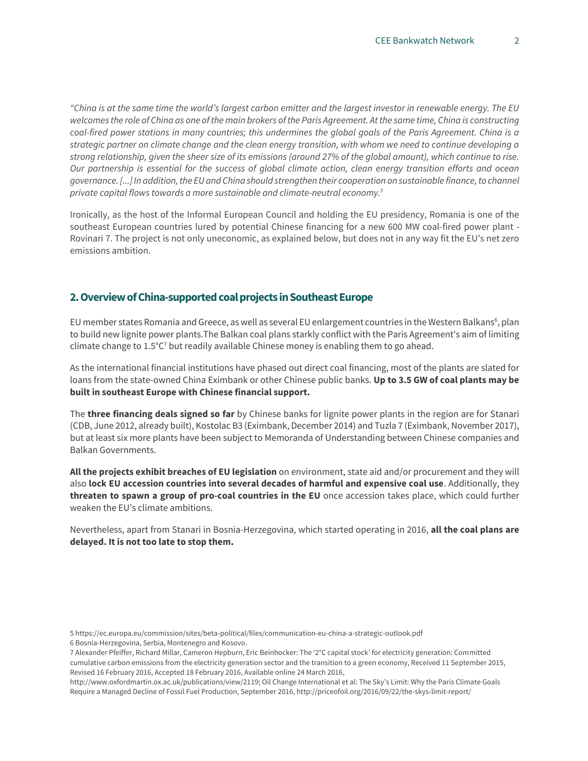*"China is at the same time the world's largest carbon emitter and the largest investor in renewable energy. The EU welcomes the role of China as one of the main brokers of the Paris Agreement. At the same time, China is constructing coal-fired power stations in many countries; this undermines the global goals of the Paris Agreement. China is a strategic partner on climate change and the clean energy transition, with whom we need to continue developing a strong relationship, given the sheer size of its emissions (around 27% of the global amount), which continue to rise. Our partnership is essential for the success of global climate action, clean energy transition efforts and ocean governance. [...] In addition, the EU and China should strengthen their cooperation on sustainable finance, to channel private capital flows towards a more sustainable and climate-neutral economy.*[5]

Ironically, as the host of the Informal European Council and holding the EU presidency, Romania is one of the southeast European countries lured by potential Chinese financing for a new 600 MW coal-fired power plant - Rovinari 7. The project is not only uneconomic, as explained below, but does not in any way fit the EU's net zero emissions ambition.

## 2. Overview of China-supported coal projects in Southeast Europe

EU member states Romania and Greece, as well as several EU enlargement countries in the Western Balkans[6], plan to build new lignite power plants.The Balkan coal plans starkly conflict with the Paris Agreement's aim of limiting climate change to 1.5°C[7] but readily available Chinese money is enabling them to go ahead.

As the international financial institutions have phased out direct coal financing, most of the plants are slated for loans from the state-owned China Eximbank or other Chinese public banks. **Up to 3.5 GW of coal plants may be built in southeast Europe with Chinese financial support.**

The **three financing deals signed so far** by Chinese banks for lignite power plants in the region are for Stanari (CDB, June 2012, already built), Kostolac B3 (Eximbank, December 2014) and Tuzla 7 (Eximbank, November 2017), but at least six more plants have been subject to Memoranda of Understanding between Chinese companies and Balkan Governments.

**All the projects exhibit breaches of EU legislation** on environment, state aid and/or procurement and they will also **lock EU accession countries into several decades of harmful and expensive coal use**. Additionally, they **threaten to spawn a group of pro-coal countries in the EU** once accession takes place, which could further weaken the EU's climate ambitions.

Nevertheless, apart from Stanari in Bosnia-Herzegovina, which started operating in 2016, **all the coal plans are delayed. It is not too late to stop them.**

5 https://ec.europa.eu/commission/sites/beta-political/files/communication-eu-china-a-strategic-outlook.pdf
6 Bosnia-Herzegovina, Serbia, Montenegro and Kosovo.
7 Alexander Pfeiffer, Richard Millar, Cameron Hepburn, Eric Beinhocker: The '2°C capital stock' for electricity generation: Committed cumulative carbon emissions from the electricity generation sector and the transition to a green economy, Received 11 September 2015, Revised 16 February 2016, Accepted 18 February 2016, Available online 24 March 2016, http://www.oxfordmartin.ox.ac.uk/publications/view/2119; Oil Change International et al: The Sky's Limit: Why the Paris Climate Goals Require a Managed Decline of Fossil Fuel Production, September 2016, http://priceofoil.org/2016/09/22/the-skys-limit-report/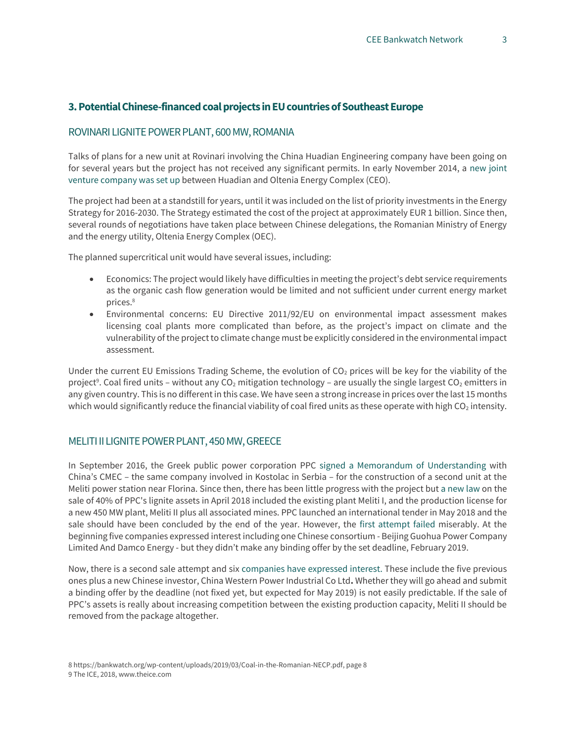## 3. Potential Chinese-financed coal projects in EU countries of Southeast Europe

### ROVINARI LIGNITE POWER PLANT, 600 MW, ROMANIA

Talks of plans for a new unit at Rovinari involving the China Huadian Engineering company have been going on for several years but the project has not received any significant permits. In early November 2014, a new joint venture company was set up between Huadian and Oltenia Energy Complex (CEO).

The project had been at a standstill for years, until it was included on the list of priority investments in the Energy Strategy for 2016-2030. The Strategy estimated the cost of the project at approximately EUR 1 billion. Since then, several rounds of negotiations have taken place between Chinese delegations, the Romanian Ministry of Energy and the energy utility, Oltenia Energy Complex (OEC).

The planned supercritical unit would have several issues, including:

- Economics: The project would likely have difficulties in meeting the project's debt service requirements as the organic cash flow generation would be limited and not sufficient under current energy market prices.[8]
- Environmental concerns: EU Directive 2011/92/EU on environmental impact assessment makes licensing coal plants more complicated than before, as the project's impact on climate and the vulnerability of the project to climate change must be explicitly considered in the environmental impact assessment.

Under the current EU Emissions Trading Scheme, the evolution of $CO_2$ prices will be key for the viability of the project[9]. Coal fired units – without any $CO_2$ mitigation technology – are usually the single largest $CO_2$ emitters in any given country. This is no different in this case. We have seen a strong increase in prices over the last 15 months which would significantly reduce the financial viability of coal fired units as these operate with high $CO_2$ intensity.

### MELITI II LIGNITE POWER PLANT, 450 MW, GREECE

In September 2016, the Greek public power corporation PPC signed a Memorandum of Understanding with China's CMEC – the same company involved in Kostolac in Serbia – for the construction of a second unit at the Meliti power station near Florina. Since then, there has been little progress with the project but a new law on the sale of 40% of PPC's lignite assets in April 2018 included the existing plant Meliti I, and the production license for a new 450 MW plant, Meliti II plus all associated mines. PPC launched an international tender in May 2018 and the sale should have been concluded by the end of the year. However, the first attempt failed miserably. At the beginning five companies expressed interest including one Chinese consortium - Beijing Guohua Power Company Limited And Damco Energy - but they didn't make any binding offer by the set deadline, February 2019.

Now, there is a second sale attempt and six companies have expressed interest. These include the five previous ones plus a new Chinese investor, China Western Power Industrial Co Ltd**.** Whether they will go ahead and submit a binding offer by the deadline (not fixed yet, but expected for May 2019) is not easily predictable. If the sale of PPC's assets is really about increasing competition between the existing production capacity, Meliti II should be removed from the package altogether.

8 https://bankwatch.org/wp-content/uploads/2019/03/Coal-in-the-Romanian-NECP.pdf, page 8
9 The ICE, 2018, www.theice.com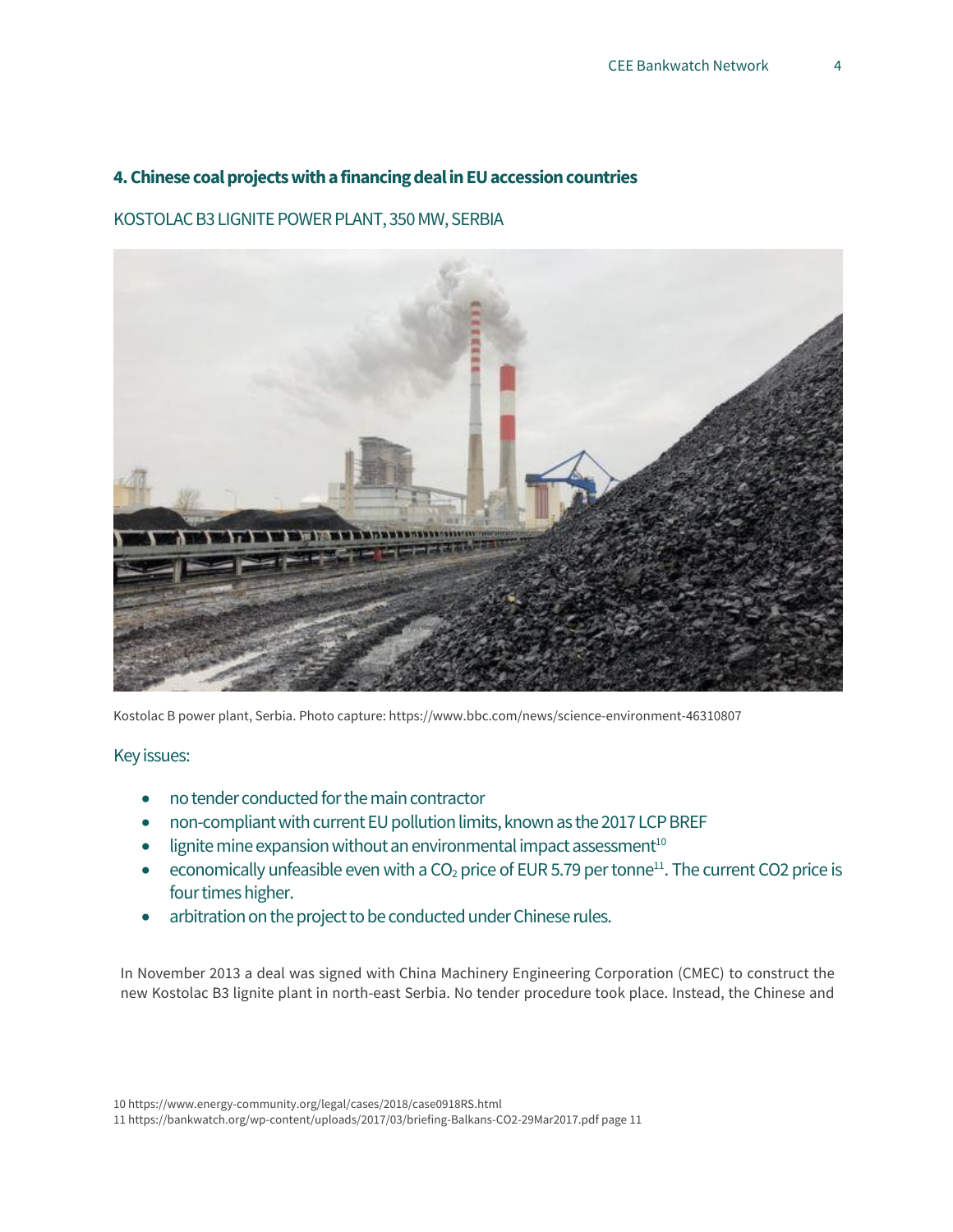## 4. Chinese coal projects with a financing deal in EU accession countries

### KOSTOLAC B3 LIGNITE POWER PLANT, 350 MW, SERBIA

Kostolac B power plant, Serbia. Photo capture: https://www.bbc.com/news/science-environment-46310807

Key issues:

- no tender conducted for the main contractor
- non-compliant with current EU pollution limits, known as the 2017 LCP BREF
- lignite mine expansion without an environmental impact assessment[10]
- economically unfeasible even with a $CO_2$ price of EUR 5.79 per tonne[11]. The current CO2 price is four times higher.
- arbitration on the project to be conducted under Chinese rules.

In November 2013 a deal was signed with China Machinery Engineering Corporation (CMEC) to construct the new Kostolac B3 lignite plant in north-east Serbia. No tender procedure took place. Instead, the Chinese and

10 https://www.energy-community.org/legal/cases/2018/case0918RS.html
11 https://bankwatch.org/wp-content/uploads/2017/03/briefing-Balkans-CO2-29Mar2017.pdf page 11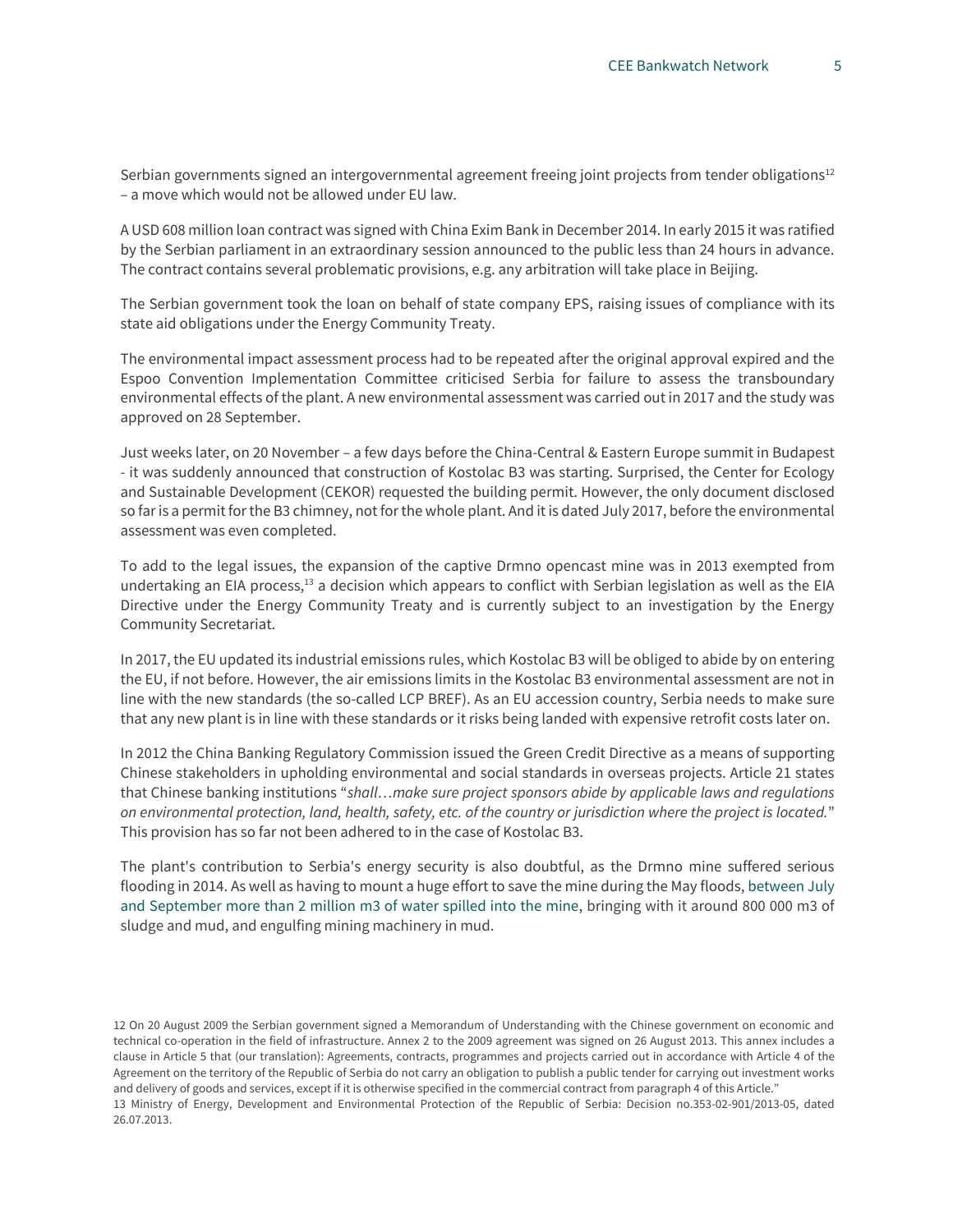Serbian governments signed an intergovernmental agreement freeing joint projects from tender obligations[12] – a move which would not be allowed under EU law.

A USD 608 million loan contract was signed with China Exim Bank in December 2014. In early 2015 it was ratified by the Serbian parliament in an extraordinary session announced to the public less than 24 hours in advance. The contract contains several problematic provisions, e.g. any arbitration will take place in Beijing.

The Serbian government took the loan on behalf of state company EPS, raising issues of compliance with its state aid obligations under the Energy Community Treaty.

The environmental impact assessment process had to be repeated after the original approval expired and the Espoo Convention Implementation Committee criticised Serbia for failure to assess the transboundary environmental effects of the plant. A new environmental assessment was carried out in 2017 and the study was approved on 28 September.

Just weeks later, on 20 November – a few days before the China-Central & Eastern Europe summit in Budapest - it was suddenly announced that construction of Kostolac B3 was starting. Surprised, the Center for Ecology and Sustainable Development (CEKOR) requested the building permit. However, the only document disclosed so far is a permit for the B3 chimney, not for the whole plant. And it is dated July 2017, before the environmental assessment was even completed.

To add to the legal issues, the expansion of the captive Drmno opencast mine was in 2013 exempted from undertaking an EIA process,[13] a decision which appears to conflict with Serbian legislation as well as the EIA Directive under the Energy Community Treaty and is currently subject to an investigation by the Energy Community Secretariat.

In 2017, the EU updated its industrial emissions rules, which Kostolac B3 will be obliged to abide by on entering the EU, if not before. However, the air emissions limits in the Kostolac B3 environmental assessment are not in line with the new standards (the so-called LCP BREF). As an EU accession country, Serbia needs to make sure that any new plant is in line with these standards or it risks being landed with expensive retrofit costs later on.

In 2012 the China Banking Regulatory Commission issued the Green Credit Directive as a means of supporting Chinese stakeholders in upholding environmental and social standards in overseas projects. Article 21 states that Chinese banking institutions "*shall…make sure project sponsors abide by applicable laws and regulations on environmental protection, land, health, safety, etc. of the country or jurisdiction where the project is located.*" This provision has so far not been adhered to in the case of Kostolac B3.

The plant's contribution to Serbia's energy security is also doubtful, as the Drmno mine suffered serious flooding in 2014. As well as having to mount a huge effort to save the mine during the May floods, between July and September more than 2 million m3 of water spilled into the mine, bringing with it around 800 000 m3 of sludge and mud, and engulfing mining machinery in mud.

---

12 On 20 August 2009 the Serbian government signed a Memorandum of Understanding with the Chinese government on economic and technical co-operation in the field of infrastructure. Annex 2 to the 2009 agreement was signed on 26 August 2013. This annex includes a clause in Article 5 that (our translation): Agreements, contracts, programmes and projects carried out in accordance with Article 4 of the Agreement on the territory of the Republic of Serbia do not carry an obligation to publish a public tender for carrying out investment works and delivery of goods and services, except if it is otherwise specified in the commercial contract from paragraph 4 of this Article."

13 Ministry of Energy, Development and Environmental Protection of the Republic of Serbia: Decision no.353-02-901/2013-05, dated 26.07.2013.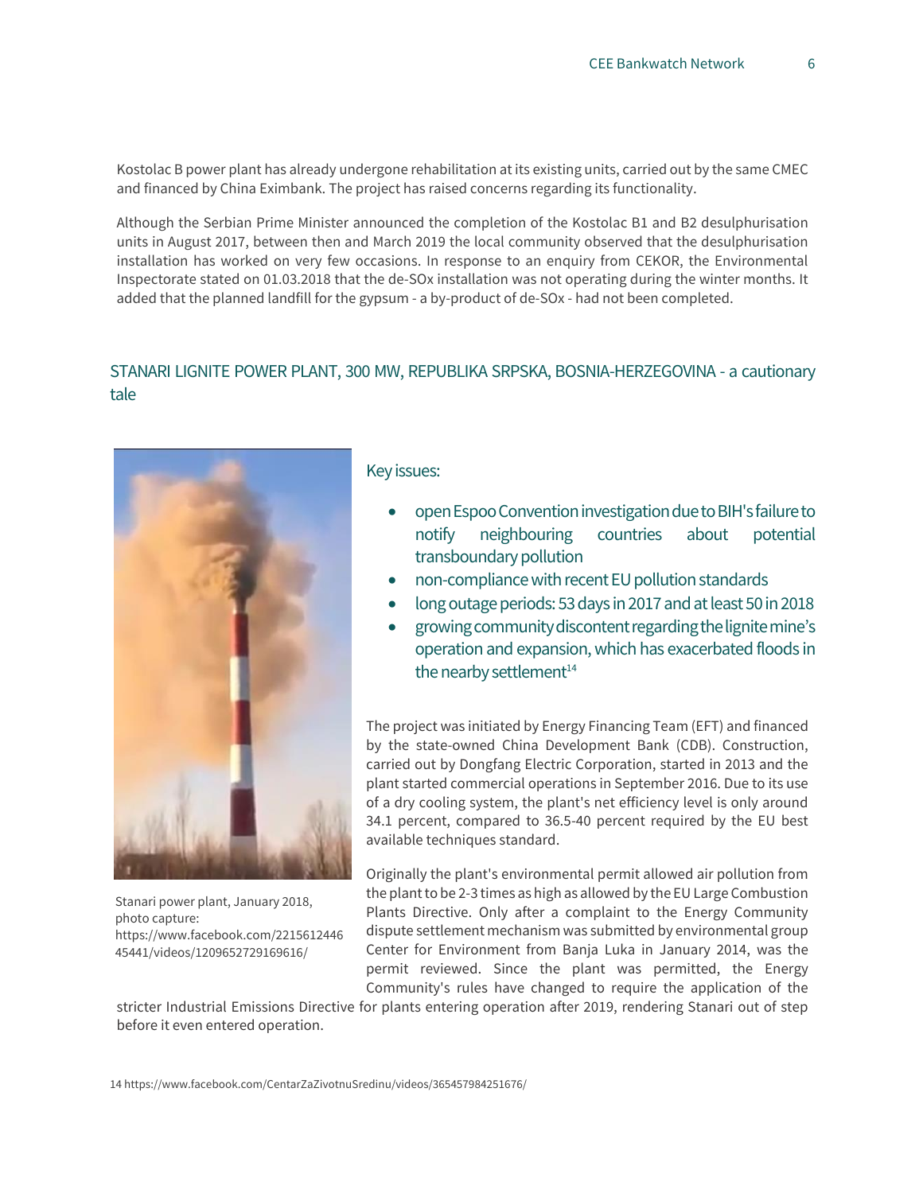Kostolac B power plant has already undergone rehabilitation at its existing units, carried out by the same CMEC and financed by China Eximbank. The project has raised concerns regarding its functionality.

Although the Serbian Prime Minister announced the completion of the Kostolac B1 and B2 desulphurisation units in August 2017, between then and March 2019 the local community observed that the desulphurisation installation has worked on very few occasions. In response to an enquiry from CEKOR, the Environmental Inspectorate stated on 01.03.2018 that the de-SOx installation was not operating during the winter months. It added that the planned landfill for the gypsum - a by-product of de-SOx - had not been completed.

## STANARI LIGNITE POWER PLANT, 300 MW, REPUBLIKA SRPSKA, BOSNIA-HERZEGOVINA - a cautionary tale

Stanari power plant, January 2018, photo capture: https://www.facebook.com/221561244645441/videos/1209652729169616/

Key issues:

- open Espoo Convention investigation due to BIH's failure to notify neighbouring countries about potential transboundary pollution
- non-compliance with recent EU pollution standards
- long outage periods: 53 days in 2017 and at least 50 in 2018
- growing community discontent regarding the lignite mine's operation and expansion, which has exacerbated floods in the nearby settlement[14]

The project was initiated by Energy Financing Team (EFT) and financed by the state-owned China Development Bank (CDB). Construction, carried out by Dongfang Electric Corporation, started in 2013 and the plant started commercial operations in September 2016. Due to its use of a dry cooling system, the plant's net efficiency level is only around 34.1 percent, compared to 36.5-40 percent required by the EU best available techniques standard.

Originally the plant's environmental permit allowed air pollution from the plant to be 2-3 times as high as allowed by the EU Large Combustion Plants Directive. Only after a complaint to the Energy Community dispute settlement mechanism was submitted by environmental group Center for Environment from Banja Luka in January 2014, was the permit reviewed. Since the plant was permitted, the Energy Community's rules have changed to require the application of the stricter Industrial Emissions Directive for plants entering operation after 2019, rendering Stanari out of step before it even entered operation.

14 https://www.facebook.com/CentarZaZivotnuSredinu/videos/365457984251676/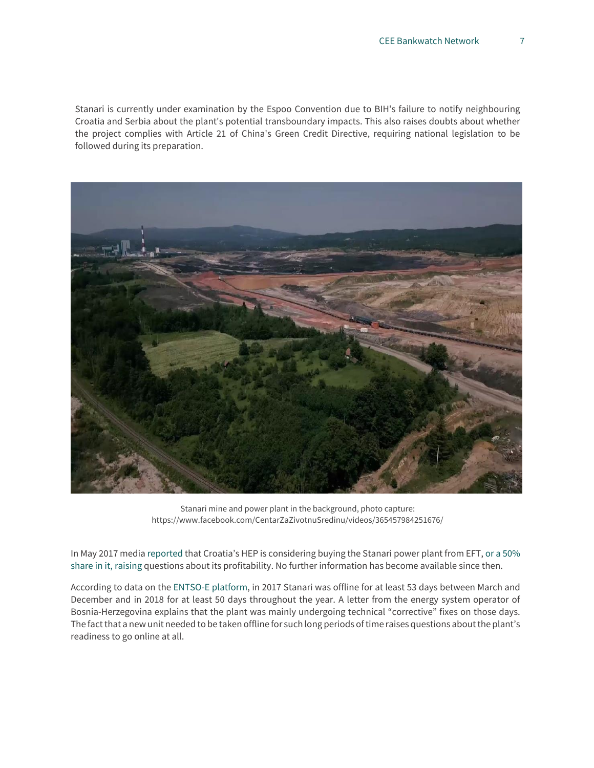Stanari is currently under examination by the Espoo Convention due to BIH's failure to notify neighbouring Croatia and Serbia about the plant's potential transboundary impacts. This also raises doubts about whether the project complies with Article 21 of China's Green Credit Directive, requiring national legislation to be followed during its preparation.

Stanari mine and power plant in the background, photo capture: https://www.facebook.com/CentarZaZivotnuSredinu/videos/365457984251676/

In May 2017 media reported that Croatia's HEP is considering buying the Stanari power plant from EFT, or a 50% share in it, raising questions about its profitability. No further information has become available since then.

According to data on the ENTSO-E platform, in 2017 Stanari was offline for at least 53 days between March and December and in 2018 for at least 50 days throughout the year. A letter from the energy system operator of Bosnia-Herzegovina explains that the plant was mainly undergoing technical "corrective" fixes on those days. The fact that a new unit needed to be taken offline for such long periods of time raises questions about the plant's readiness to go online at all.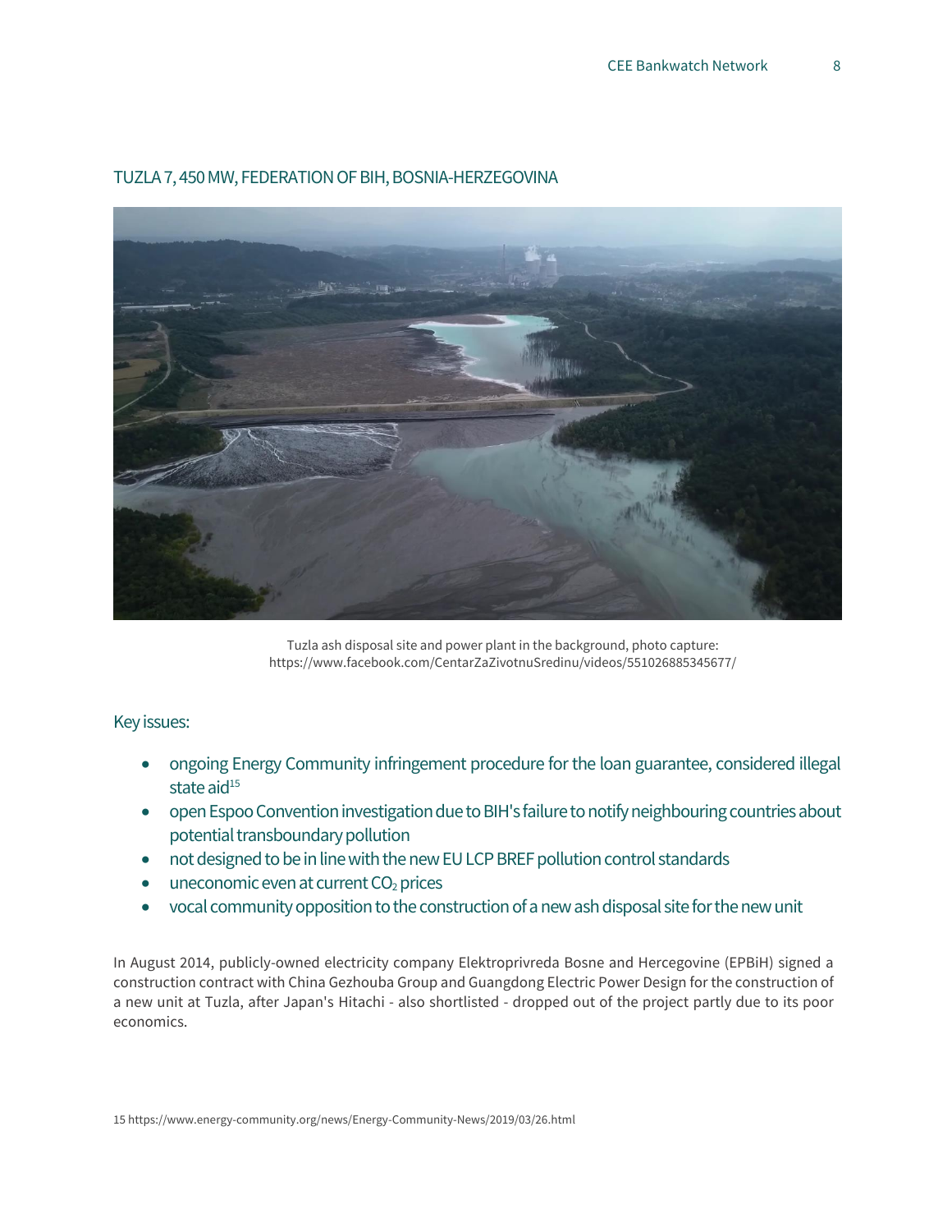## TUZLA 7, 450 MW, FEDERATION OF BIH, BOSNIA-HERZEGOVINA

Tuzla ash disposal site and power plant in the background, photo capture: https://www.facebook.com/CentarZaZivotnuSredinu/videos/551026885345677/

### Key issues:

- ongoing Energy Community infringement procedure for the loan guarantee, considered illegal state aid[15]
- open Espoo Convention investigation due to BIH's failure to notify neighbouring countries about potential transboundary pollution
- not designed to be in line with the new EU LCP BREF pollution control standards
- uneconomic even at current $CO_2$ prices
- vocal community opposition to the construction of a new ash disposal site for the new unit

In August 2014, publicly-owned electricity company Elektroprivreda Bosne and Hercegovine (EPBiH) signed a construction contract with China Gezhouba Group and Guangdong Electric Power Design for the construction of a new unit at Tuzla, after Japan's Hitachi - also shortlisted - dropped out of the project partly due to its poor economics.

15 https://www.energy-community.org/news/Energy-Community-News/2019/03/26.html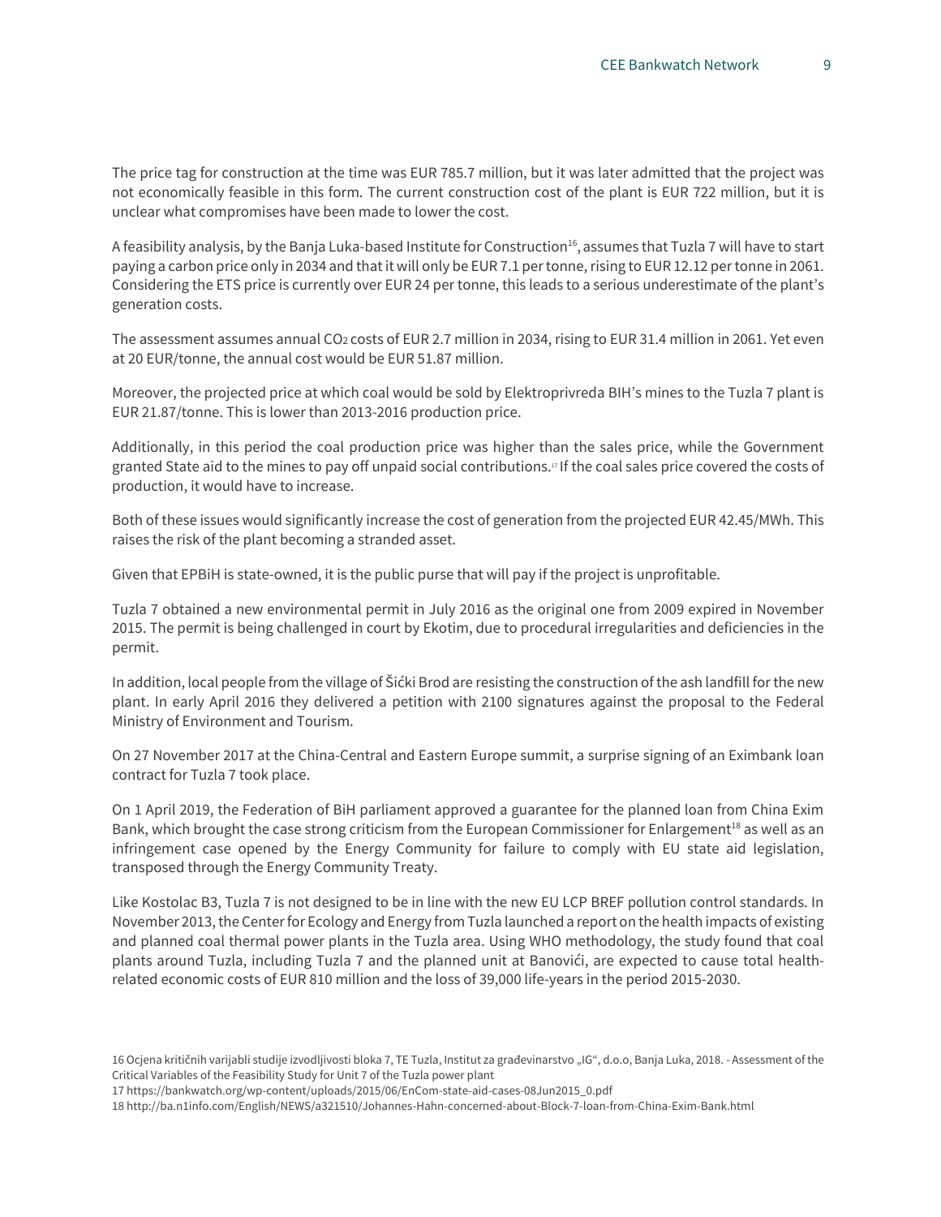The price tag for construction at the time was EUR 785.7 million, but it was later admitted that the project was not economically feasible in this form. The current construction cost of the plant is EUR 722 million, but it is unclear what compromises have been made to lower the cost.

A feasibility analysis, by the Banja Luka-based Institute for Construction[16], assumes that Tuzla 7 will have to start paying a carbon price only in 2034 and that it will only be EUR 7.1 per tonne, rising to EUR 12.12 per tonne in 2061. Considering the ETS price is currently over EUR 24 per tonne, this leads to a serious underestimate of the plant's generation costs.

The assessment assumes annual $CO_2$ costs of EUR 2.7 million in 2034, rising to EUR 31.4 million in 2061. Yet even at 20 EUR/tonne, the annual cost would be EUR 51.87 million.

Moreover, the projected price at which coal would be sold by Elektroprivreda BIH's mines to the Tuzla 7 plant is EUR 21.87/tonne. This is lower than 2013-2016 production price.

Additionally, in this period the coal production price was higher than the sales price, while the Government granted State aid to the mines to pay off unpaid social contributions.[17] If the coal sales price covered the costs of production, it would have to increase.

Both of these issues would significantly increase the cost of generation from the projected EUR 42.45/MWh. This raises the risk of the plant becoming a stranded asset.

Given that EPBiH is state-owned, it is the public purse that will pay if the project is unprofitable.

Tuzla 7 obtained a new environmental permit in July 2016 as the original one from 2009 expired in November 2015. The permit is being challenged in court by Ekotim, due to procedural irregularities and deficiencies in the permit.

In addition, local people from the village of Šićki Brod are resisting the construction of the ash landfill for the new plant. In early April 2016 they delivered a petition with 2100 signatures against the proposal to the Federal Ministry of Environment and Tourism.

On 27 November 2017 at the China-Central and Eastern Europe summit, a surprise signing of an Eximbank loan contract for Tuzla 7 took place.

On 1 April 2019, the Federation of BiH parliament approved a guarantee for the planned loan from China Exim Bank, which brought the case strong criticism from the European Commissioner for Enlargement[18] as well as an infringement case opened by the Energy Community for failure to comply with EU state aid legislation, transposed through the Energy Community Treaty.

Like Kostolac B3, Tuzla 7 is not designed to be in line with the new EU LCP BREF pollution control standards. In November 2013, the Center for Ecology and Energy from Tuzla launched a report on the health impacts of existing and planned coal thermal power plants in the Tuzla area. Using WHO methodology, the study found that coal plants around Tuzla, including Tuzla 7 and the planned unit at Banovići, are expected to cause total health-related economic costs of EUR 810 million and the loss of 39,000 life-years in the period 2015-2030.

16 Ocjena kritičnih varijabli studije izvodljivosti bloka 7, TE Tuzla, Institut za građevinarstvo „IG", d.o.o, Banja Luka, 2018. - Assessment of the Critical Variables of the Feasibility Study for Unit 7 of the Tuzla power plant

17 https://bankwatch.org/wp-content/uploads/2015/06/EnCom-state-aid-cases-08Jun2015_0.pdf

18 http://ba.n1info.com/English/NEWS/a321510/Johannes-Hahn-concerned-about-Block-7-loan-from-China-Exim-Bank.html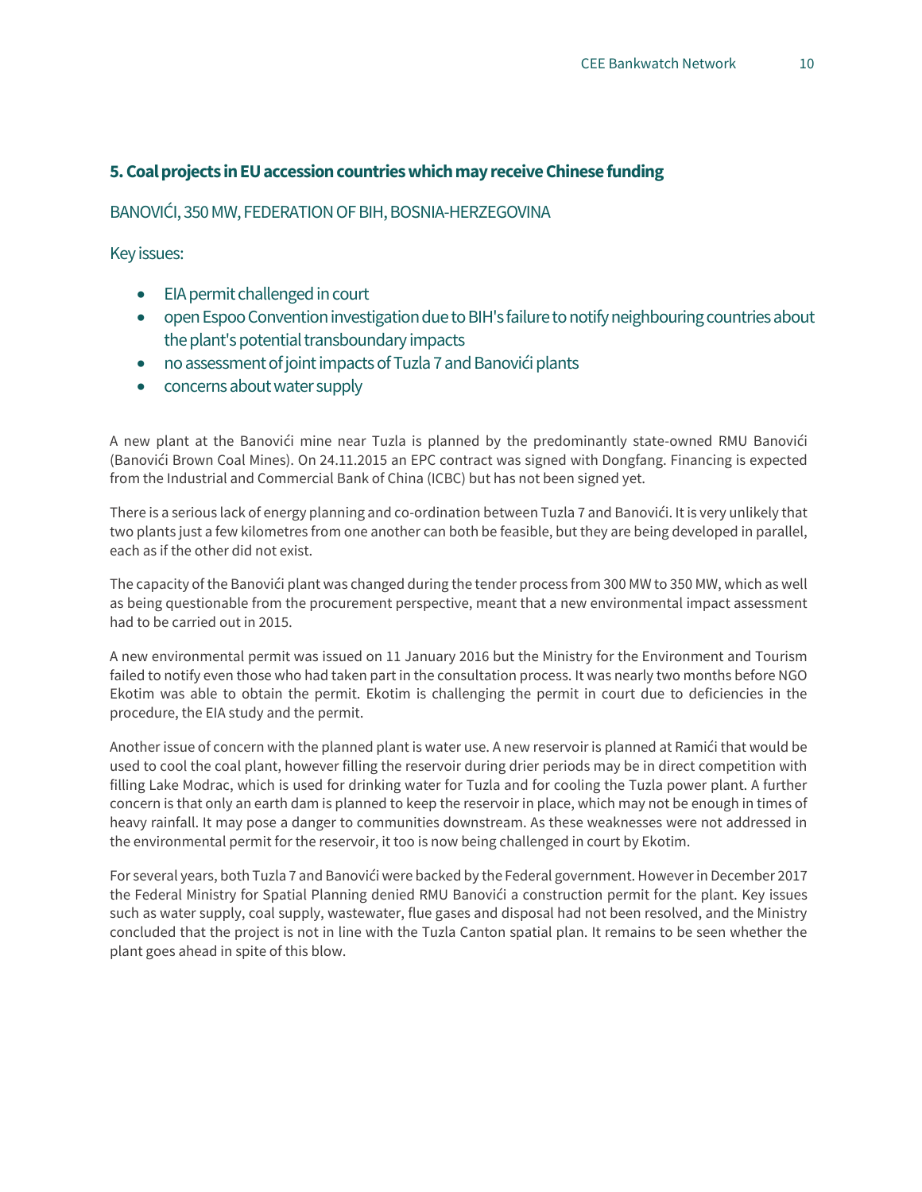## 5. Coal projects in EU accession countries which may receive Chinese funding

### BANOVIĆI, 350 MW, FEDERATION OF BIH, BOSNIA-HERZEGOVINA

Key issues:

- EIA permit challenged in court
- open Espoo Convention investigation due to BIH's failure to notify neighbouring countries about the plant's potential transboundary impacts
- no assessment of joint impacts of Tuzla 7 and Banovići plants
- concerns about water supply

A new plant at the Banovići mine near Tuzla is planned by the predominantly state-owned RMU Banovići (Banovići Brown Coal Mines). On 24.11.2015 an EPC contract was signed with Dongfang. Financing is expected from the Industrial and Commercial Bank of China (ICBC) but has not been signed yet.

There is a serious lack of energy planning and co-ordination between Tuzla 7 and Banovići. It is very unlikely that two plants just a few kilometres from one another can both be feasible, but they are being developed in parallel, each as if the other did not exist.

The capacity of the Banovići plant was changed during the tender process from 300 MW to 350 MW, which as well as being questionable from the procurement perspective, meant that a new environmental impact assessment had to be carried out in 2015.

A new environmental permit was issued on 11 January 2016 but the Ministry for the Environment and Tourism failed to notify even those who had taken part in the consultation process. It was nearly two months before NGO Ekotim was able to obtain the permit. Ekotim is challenging the permit in court due to deficiencies in the procedure, the EIA study and the permit.

Another issue of concern with the planned plant is water use. A new reservoir is planned at Ramići that would be used to cool the coal plant, however filling the reservoir during drier periods may be in direct competition with filling Lake Modrac, which is used for drinking water for Tuzla and for cooling the Tuzla power plant. A further concern is that only an earth dam is planned to keep the reservoir in place, which may not be enough in times of heavy rainfall. It may pose a danger to communities downstream. As these weaknesses were not addressed in the environmental permit for the reservoir, it too is now being challenged in court by Ekotim.

For several years, both Tuzla 7 and Banovići were backed by the Federal government. However in December 2017 the Federal Ministry for Spatial Planning denied RMU Banovići a construction permit for the plant. Key issues such as water supply, coal supply, wastewater, flue gases and disposal had not been resolved, and the Ministry concluded that the project is not in line with the Tuzla Canton spatial plan. It remains to be seen whether the plant goes ahead in spite of this blow.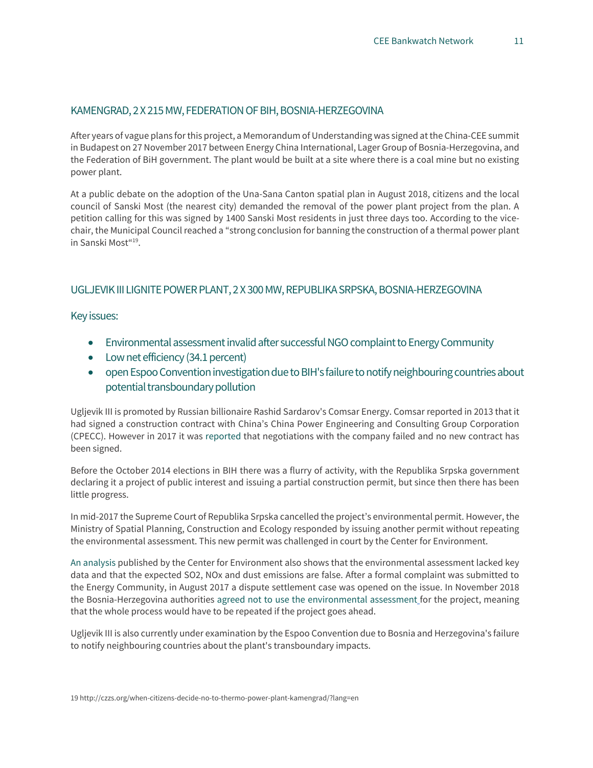## KAMENGRAD, 2 X 215 MW, FEDERATION OF BIH, BOSNIA-HERZEGOVINA

After years of vague plans for this project, a Memorandum of Understanding was signed at the China-CEE summit in Budapest on 27 November 2017 between Energy China International, Lager Group of Bosnia-Herzegovina, and the Federation of BiH government. The plant would be built at a site where there is a coal mine but no existing power plant.

At a public debate on the adoption of the Una-Sana Canton spatial plan in August 2018, citizens and the local council of Sanski Most (the nearest city) demanded the removal of the power plant project from the plan. A petition calling for this was signed by 1400 Sanski Most residents in just three days too. According to the vice-chair, the Municipal Council reached a "strong conclusion for banning the construction of a thermal power plant in Sanski Most"[19].

## UGLJEVIK III LIGNITE POWER PLANT, 2 X 300 MW, REPUBLIKA SRPSKA, BOSNIA-HERZEGOVINA

### Key issues:

- Environmental assessment invalid after successful NGO complaint to Energy Community
- Low net efficiency (34.1 percent)
- open Espoo Convention investigation due to BIH's failure to notify neighbouring countries about potential transboundary pollution

Ugljevik III is promoted by Russian billionaire Rashid Sardarov's Comsar Energy. Comsar reported in 2013 that it had signed a construction contract with China's China Power Engineering and Consulting Group Corporation (CPECC). However in 2017 it was reported that negotiations with the company failed and no new contract has been signed.

Before the October 2014 elections in BIH there was a flurry of activity, with the Republika Srpska government declaring it a project of public interest and issuing a partial construction permit, but since then there has been little progress.

In mid-2017 the Supreme Court of Republika Srpska cancelled the project's environmental permit. However, the Ministry of Spatial Planning, Construction and Ecology responded by issuing another permit without repeating the environmental assessment. This new permit was challenged in court by the Center for Environment.

An analysis published by the Center for Environment also shows that the environmental assessment lacked key data and that the expected $SO_2$, $NO_x$ and dust emissions are false. After a formal complaint was submitted to the Energy Community, in August 2017 a dispute settlement case was opened on the issue. In November 2018 the Bosnia-Herzegovina authorities agreed not to use the environmental assessment for the project, meaning that the whole process would have to be repeated if the project goes ahead.

Ugljevik III is also currently under examination by the Espoo Convention due to Bosnia and Herzegovina's failure to notify neighbouring countries about the plant's transboundary impacts.

19 http://czzs.org/when-citizens-decide-no-to-thermo-power-plant-kamengrad/?lang=en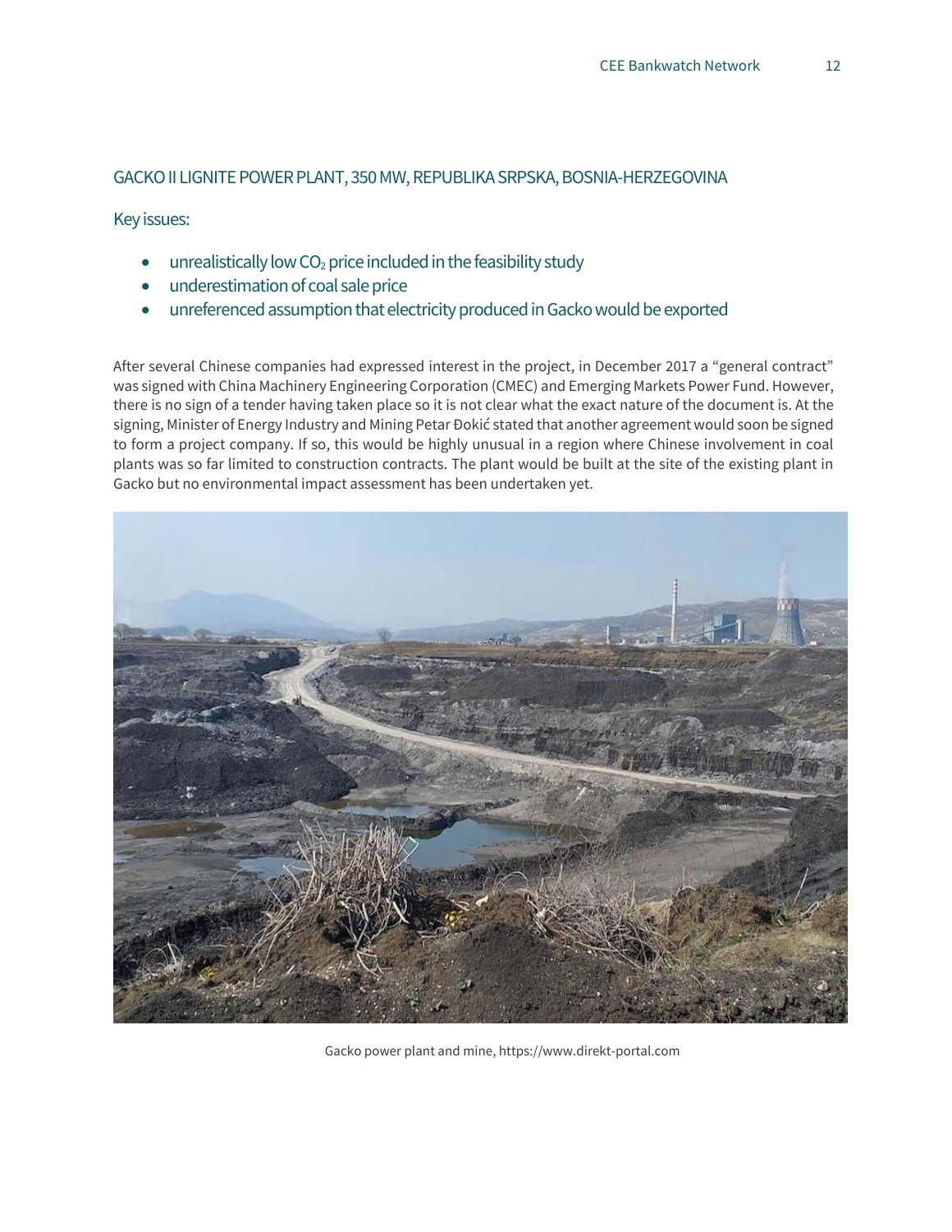## GACKO II LIGNITE POWER PLANT, 350 MW, REPUBLIKA SRPSKA, BOSNIA-HERZEGOVINA

### Key issues:

- unrealistically low $CO_2$ price included in the feasibility study
- underestimation of coal sale price
- unreferenced assumption that electricity produced in Gacko would be exported

After several Chinese companies had expressed interest in the project, in December 2017 a "general contract" was signed with China Machinery Engineering Corporation (CMEC) and Emerging Markets Power Fund. However, there is no sign of a tender having taken place so it is not clear what the exact nature of the document is. At the signing, Minister of Energy Industry and Mining Petar Đokić stated that another agreement would soon be signed to form a project company. If so, this would be highly unusual in a region where Chinese involvement in coal plants was so far limited to construction contracts. The plant would be built at the site of the existing plant in Gacko but no environmental impact assessment has been undertaken yet.

Gacko power plant and mine, https://www.direkt-portal.com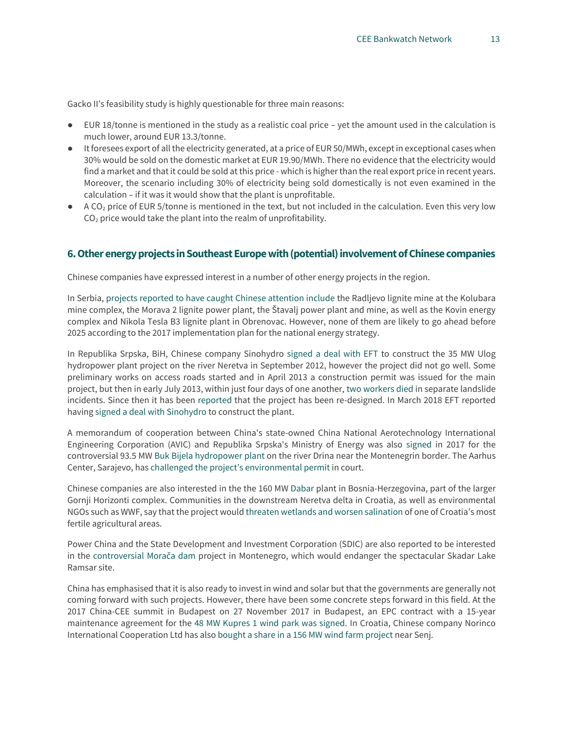Gacko II's feasibility study is highly questionable for three main reasons:

- EUR 18/tonne is mentioned in the study as a realistic coal price – yet the amount used in the calculation is much lower, around EUR 13.3/tonne.
- It foresees export of all the electricity generated, at a price of EUR 50/MWh, except in exceptional cases when 30% would be sold on the domestic market at EUR 19.90/MWh. There no evidence that the electricity would find a market and that it could be sold at this price - which is higher than the real export price in recent years. Moreover, the scenario including 30% of electricity being sold domestically is not even examined in the calculation – if it was it would show that the plant is unprofitable.
- A $CO_2$ price of EUR 5/tonne is mentioned in the text, but not included in the calculation. Even this very low $CO_2$ price would take the plant into the realm of unprofitability.

## 6. Other energy projects in Southeast Europe with (potential) involvement of Chinese companies

Chinese companies have expressed interest in a number of other energy projects in the region.

In Serbia, projects reported to have caught Chinese attention include the Radljevo lignite mine at the Kolubara mine complex, the Morava 2 lignite power plant, the Štavalj power plant and mine, as well as the Kovin energy complex and Nikola Tesla B3 lignite plant in Obrenovac. However, none of them are likely to go ahead before 2025 according to the 2017 implementation plan for the national energy strategy.

In Republika Srpska, BiH, Chinese company Sinohydro signed a deal with EFT to construct the 35 MW Ulog hydropower plant project on the river Neretva in September 2012, however the project did not go well. Some preliminary works on access roads started and in April 2013 a construction permit was issued for the main project, but then in early July 2013, within just four days of one another, two workers died in separate landslide incidents. Since then it has been reported that the project has been re-designed. In March 2018 EFT reported having signed a deal with Sinohydro to construct the plant.

A memorandum of cooperation between China's state-owned China National Aerotechnology International Engineering Corporation (AVIC) and Republika Srpska's Ministry of Energy was also signed in 2017 for the controversial 93.5 MW Buk Bijela hydropower plant on the river Drina near the Montenegrin border. The Aarhus Center, Sarajevo, has challenged the project's environmental permit in court.

Chinese companies are also interested in the the 160 MW Dabar plant in Bosnia-Herzegovina, part of the larger Gornji Horizonti complex. Communities in the downstream Neretva delta in Croatia, as well as environmental NGOs such as WWF, say that the project would threaten wetlands and worsen salination of one of Croatia's most fertile agricultural areas.

Power China and the State Development and Investment Corporation (SDIC) are also reported to be interested in the controversial Morača dam project in Montenegro, which would endanger the spectacular Skadar Lake Ramsar site.

China has emphasised that it is also ready to invest in wind and solar but that the governments are generally not coming forward with such projects. However, there have been some concrete steps forward in this field. At the 2017 China-CEE summit in Budapest on 27 November 2017 in Budapest, an EPC contract with a 15-year maintenance agreement for the 48 MW Kupres 1 wind park was signed. In Croatia, Chinese company Norinco International Cooperation Ltd has also bought a share in a 156 MW wind farm project near Senj.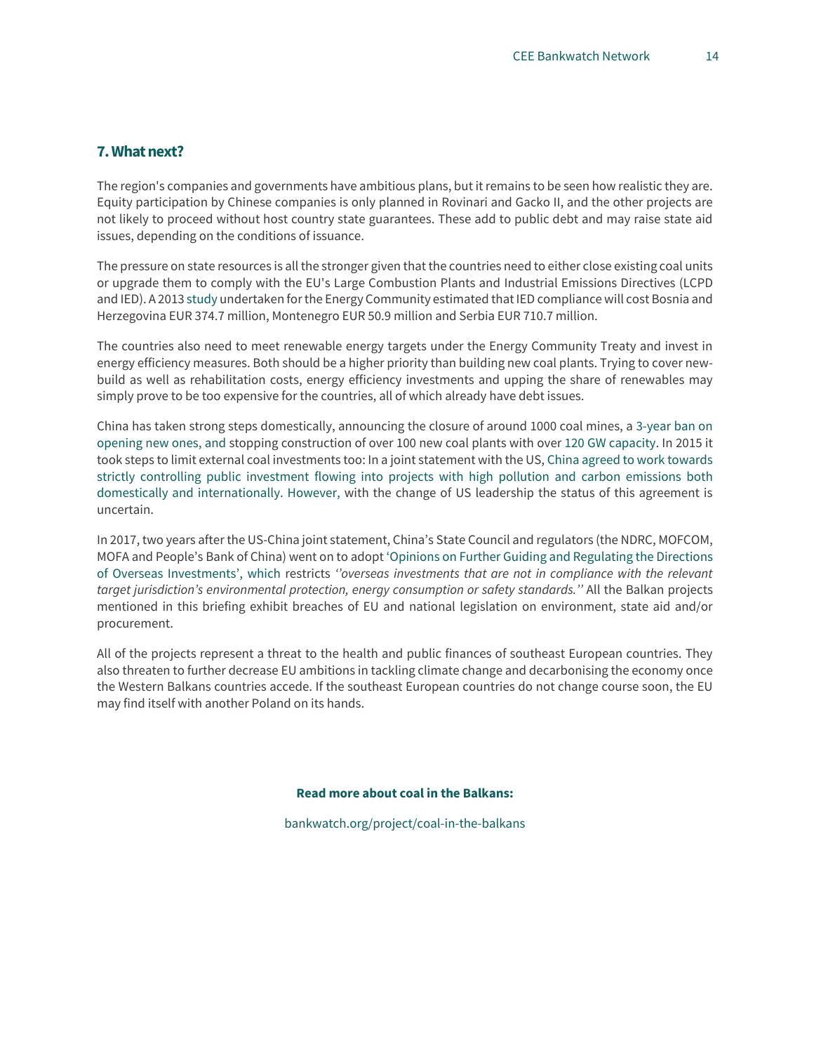## 7. What next?

The region's companies and governments have ambitious plans, but it remains to be seen how realistic they are. Equity participation by Chinese companies is only planned in Rovinari and Gacko II, and the other projects are not likely to proceed without host country state guarantees. These add to public debt and may raise state aid issues, depending on the conditions of issuance.

The pressure on state resources is all the stronger given that the countries need to either close existing coal units or upgrade them to comply with the EU's Large Combustion Plants and Industrial Emissions Directives (LCPD and IED). A 2013 study undertaken for the Energy Community estimated that IED compliance will cost Bosnia and Herzegovina EUR 374.7 million, Montenegro EUR 50.9 million and Serbia EUR 710.7 million.

The countries also need to meet renewable energy targets under the Energy Community Treaty and invest in energy efficiency measures. Both should be a higher priority than building new coal plants. Trying to cover new-build as well as rehabilitation costs, energy efficiency investments and upping the share of renewables may simply prove to be too expensive for the countries, all of which already have debt issues.

China has taken strong steps domestically, announcing the closure of around 1000 coal mines, a 3-year ban on opening new ones, and stopping construction of over 100 new coal plants with over 120 GW capacity. In 2015 it took steps to limit external coal investments too: In a joint statement with the US, China agreed to work towards strictly controlling public investment flowing into projects with high pollution and carbon emissions both domestically and internationally. However, with the change of US leadership the status of this agreement is uncertain.

In 2017, two years after the US-China joint statement, China's State Council and regulators (the NDRC, MOFCOM, MOFA and People's Bank of China) went on to adopt 'Opinions on Further Guiding and Regulating the Directions of Overseas Investments', which restricts *''overseas investments that are not in compliance with the relevant target jurisdiction's environmental protection, energy consumption or safety standards.''* All the Balkan projects mentioned in this briefing exhibit breaches of EU and national legislation on environment, state aid and/or procurement.

All of the projects represent a threat to the health and public finances of southeast European countries. They also threaten to further decrease EU ambitions in tackling climate change and decarbonising the economy once the Western Balkans countries accede. If the southeast European countries do not change course soon, the EU may find itself with another Poland on its hands.

**Read more about coal in the Balkans:**

bankwatch.org/project/coal-in-the-balkans